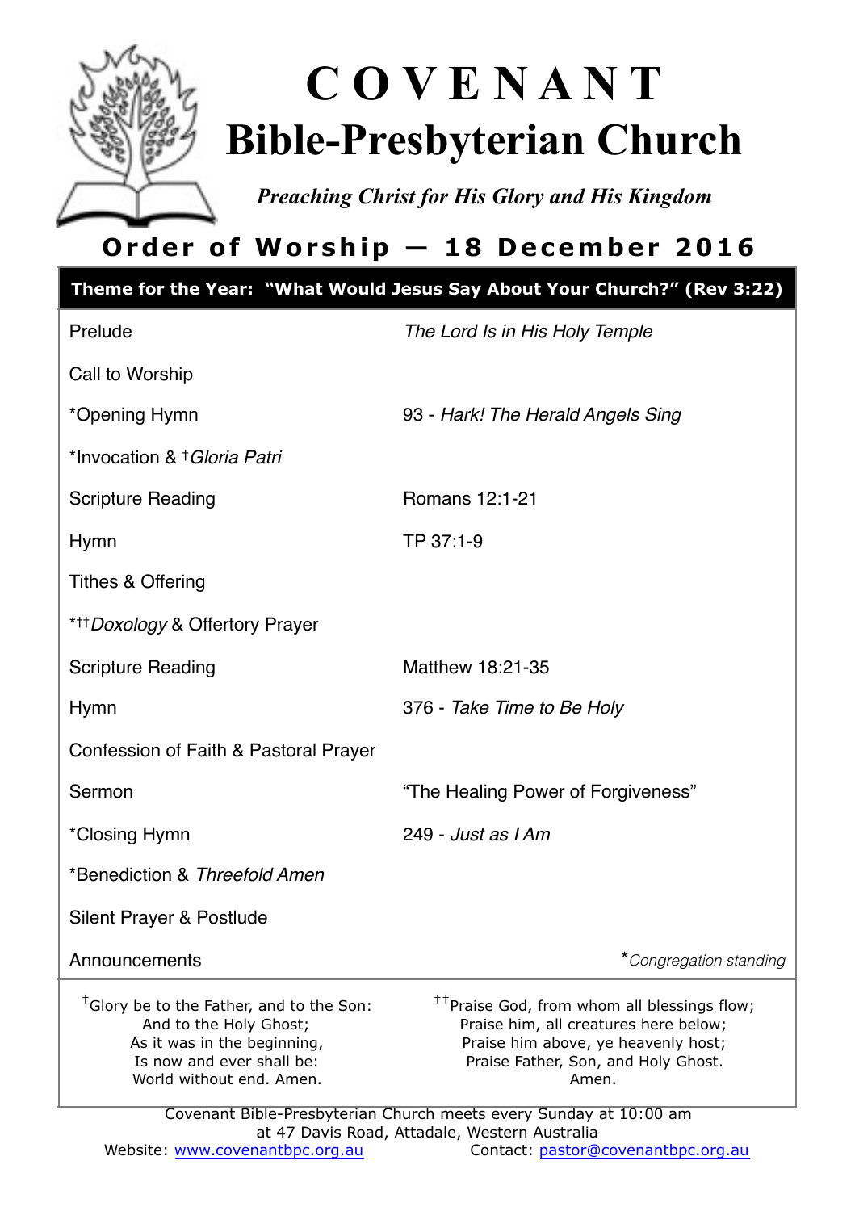# COVENANT Bible-Presbyterian Church

*Preaching Christ for His Glory and His Kingdom*

## Order of Worship — 18 December 2016

**Theme for the Year: "What Would Jesus Say About Your Church?" (Rev 3:22)**

| | |
|---|---|
| Prelude | *The Lord Is in His Holy Temple* |
| Call to Worship | |
| *Opening Hymn | 93 - *Hark! The Herald Angels Sing* |
| *Invocation & †*Gloria Patri* | |
| Scripture Reading | Romans 12:1-21 |
| Hymn | TP 37:1-9 |
| Tithes & Offering | |
| *††*Doxology* & Offertory Prayer | |
| Scripture Reading | Matthew 18:21-35 |
| Hymn | 376 - *Take Time to Be Holy* |
| Confession of Faith & Pastoral Prayer | |
| Sermon | "The Healing Power of Forgiveness" |
| *Closing Hymn | 249 - *Just as I Am* |
| *Benediction & *Threefold Amen* | |
| Silent Prayer & Postlude | |
| Announcements | **Congregation standing* |

†Glory be to the Father, and to the Son:
And to the Holy Ghost;
As it was in the beginning,
Is now and ever shall be:
World without end. Amen.

††Praise God, from whom all blessings flow;
Praise him, all creatures here below;
Praise him above, ye heavenly host;
Praise Father, Son, and Holy Ghost.
Amen.

Covenant Bible-Presbyterian Church meets every Sunday at 10:00 am at 47 Davis Road, Attadale, Western Australia

Website: [www.covenantbpc.org.au](http://www.covenantbpc.org.au) Contact: [pastor@covenantbpc.org.au](mailto:pastor@covenantbpc.org.au)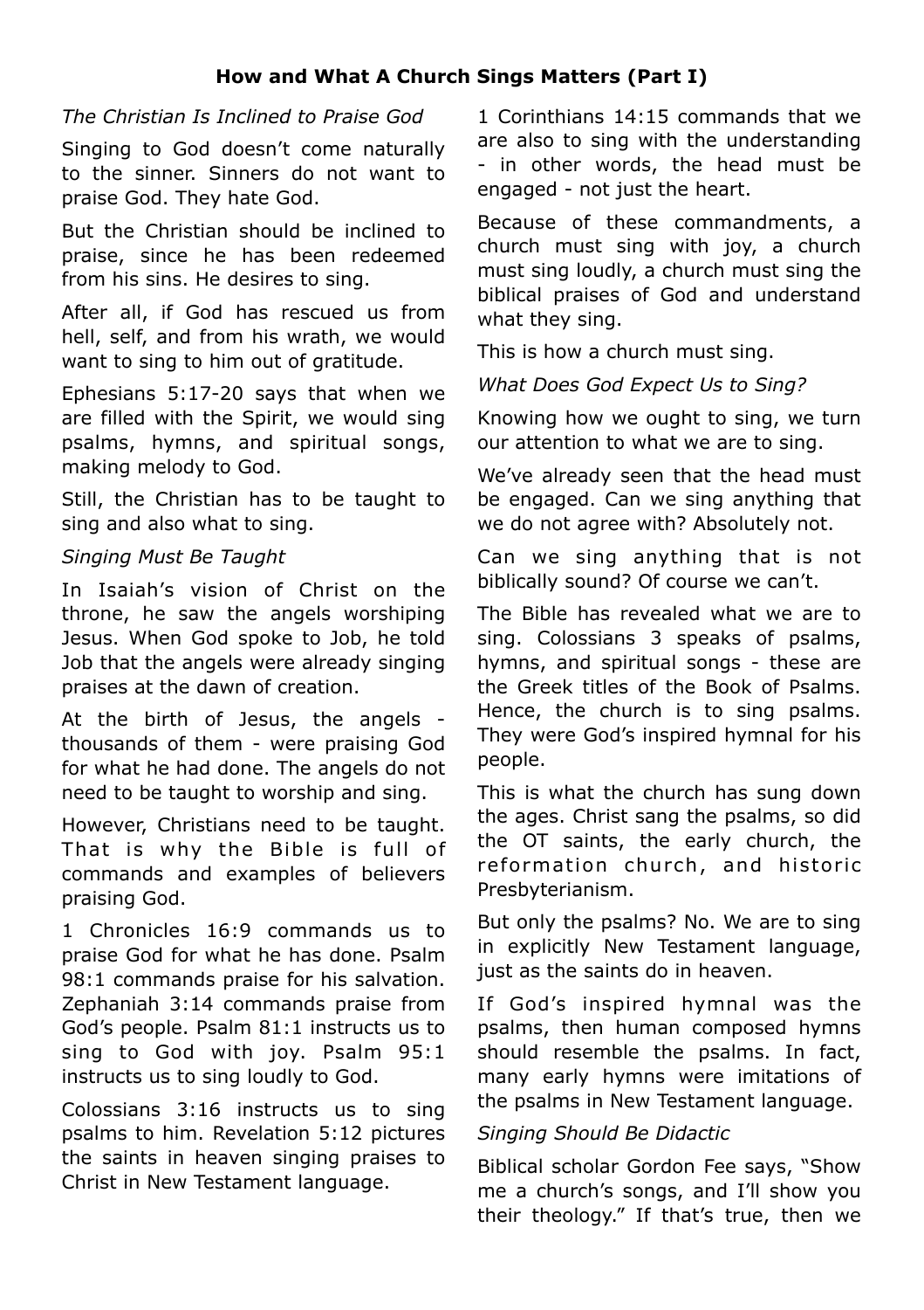## How and What A Church Sings Matters (Part I)

*The Christian Is Inclined to Praise God*

Singing to God doesn't come naturally to the sinner. Sinners do not want to praise God. They hate God.

But the Christian should be inclined to praise, since he has been redeemed from his sins. He desires to sing.

After all, if God has rescued us from hell, self, and from his wrath, we would want to sing to him out of gratitude.

Ephesians 5:17-20 says that when we are filled with the Spirit, we would sing psalms, hymns, and spiritual songs, making melody to God.

Still, the Christian has to be taught to sing and also what to sing.

*Singing Must Be Taught*

In Isaiah's vision of Christ on the throne, he saw the angels worshiping Jesus. When God spoke to Job, he told Job that the angels were already singing praises at the dawn of creation.

At the birth of Jesus, the angels - thousands of them - were praising God for what he had done. The angels do not need to be taught to worship and sing.

However, Christians need to be taught. That is why the Bible is full of commands and examples of believers praising God.

1 Chronicles 16:9 commands us to praise God for what he has done. Psalm 98:1 commands praise for his salvation. Zephaniah 3:14 commands praise from God's people. Psalm 81:1 instructs us to sing to God with joy. Psalm 95:1 instructs us to sing loudly to God.

Colossians 3:16 instructs us to sing psalms to him. Revelation 5:12 pictures the saints in heaven singing praises to Christ in New Testament language.

1 Corinthians 14:15 commands that we are also to sing with the understanding - in other words, the head must be engaged - not just the heart.

Because of these commandments, a church must sing with joy, a church must sing loudly, a church must sing the biblical praises of God and understand what they sing.

This is how a church must sing.

*What Does God Expect Us to Sing?*

Knowing how we ought to sing, we turn our attention to what we are to sing.

We've already seen that the head must be engaged. Can we sing anything that we do not agree with? Absolutely not.

Can we sing anything that is not biblically sound? Of course we can't.

The Bible has revealed what we are to sing. Colossians 3 speaks of psalms, hymns, and spiritual songs - these are the Greek titles of the Book of Psalms. Hence, the church is to sing psalms. They were God's inspired hymnal for his people.

This is what the church has sung down the ages. Christ sang the psalms, so did the OT saints, the early church, the reformation church, and historic Presbyterianism.

But only the psalms? No. We are to sing in explicitly New Testament language, just as the saints do in heaven.

If God's inspired hymnal was the psalms, then human composed hymns should resemble the psalms. In fact, many early hymns were imitations of the psalms in New Testament language.

*Singing Should Be Didactic*

Biblical scholar Gordon Fee says, "Show me a church's songs, and I'll show you their theology." If that's true, then we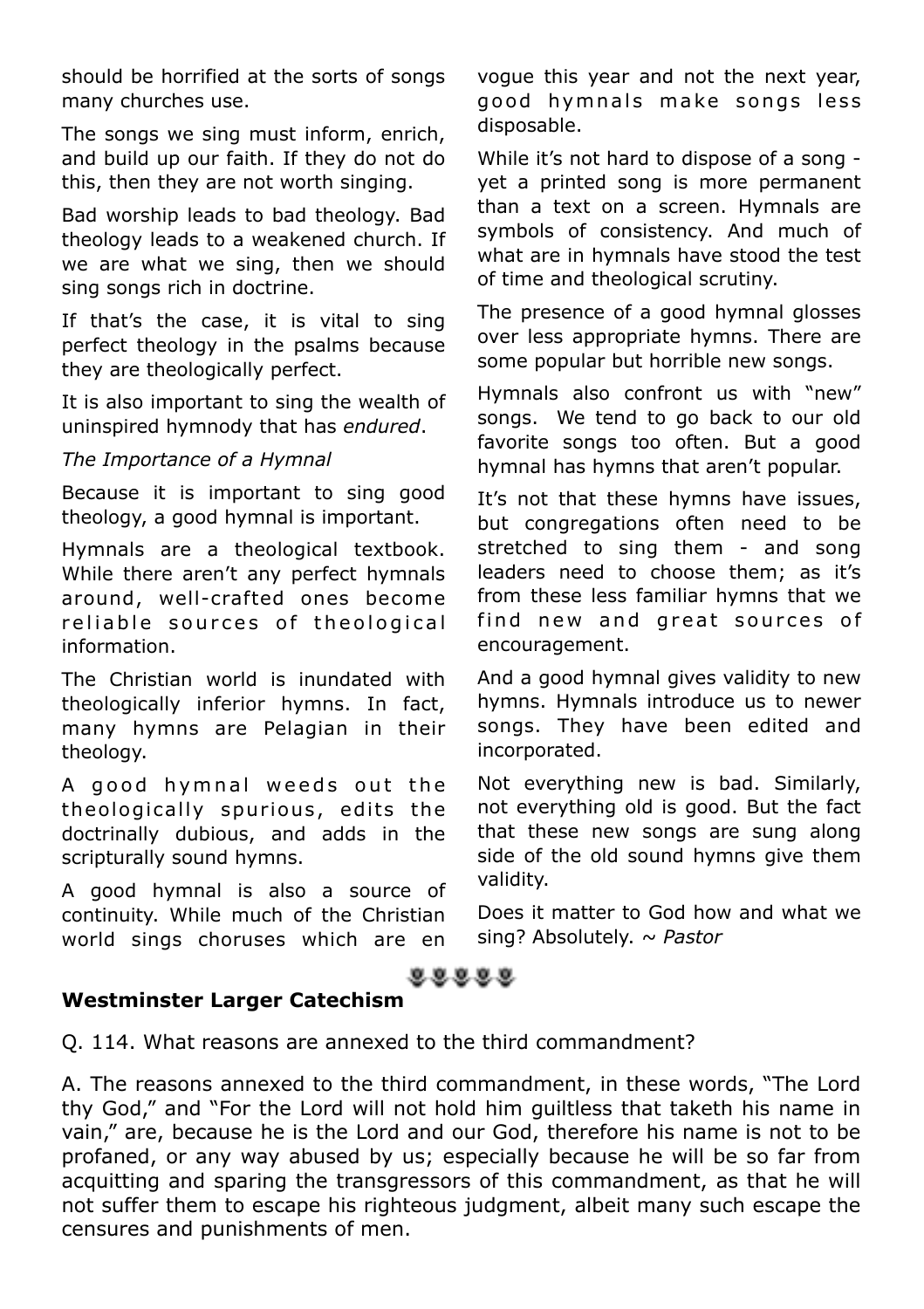should be horrified at the sorts of songs many churches use.

The songs we sing must inform, enrich, and build up our faith. If they do not do this, then they are not worth singing.

Bad worship leads to bad theology. Bad theology leads to a weakened church. If we are what we sing, then we should sing songs rich in doctrine.

If that's the case, it is vital to sing perfect theology in the psalms because they are theologically perfect.

It is also important to sing the wealth of uninspired hymnody that has *endured*.

*The Importance of a Hymnal*

Because it is important to sing good theology, a good hymnal is important.

Hymnals are a theological textbook. While there aren't any perfect hymnals around, well-crafted ones become reliable sources of theological information.

The Christian world is inundated with theologically inferior hymns. In fact, many hymns are Pelagian in their theology.

A good hymnal weeds out the theologically spurious, edits the doctrinally dubious, and adds in the scripturally sound hymns.

A good hymnal is also a source of continuity. While much of the Christian world sings choruses which are en vogue this year and not the next year, good hymnals make songs less disposable.

While it's not hard to dispose of a song - yet a printed song is more permanent than a text on a screen. Hymnals are symbols of consistency. And much of what are in hymnals have stood the test of time and theological scrutiny.

The presence of a good hymnal glosses over less appropriate hymns. There are some popular but horrible new songs.

Hymnals also confront us with "new" songs. We tend to go back to our old favorite songs too often. But a good hymnal has hymns that aren't popular.

It's not that these hymns have issues, but congregations often need to be stretched to sing them - and song leaders need to choose them; as it's from these less familiar hymns that we find new and great sources of encouragement.

And a good hymnal gives validity to new hymns. Hymnals introduce us to newer songs. They have been edited and incorporated.

Not everything new is bad. Similarly, not everything old is good. But the fact that these new songs are sung along side of the old sound hymns give them validity.

Does it matter to God how and what we sing? Absolutely. ~ *Pastor*

**Westminster Larger Catechism**

Q. 114. What reasons are annexed to the third commandment?

A. The reasons annexed to the third commandment, in these words, "The Lord thy God," and "For the Lord will not hold him guiltless that taketh his name in vain," are, because he is the Lord and our God, therefore his name is not to be profaned, or any way abused by us; especially because he will be so far from acquitting and sparing the transgressors of this commandment, as that he will not suffer them to escape his righteous judgment, albeit many such escape the censures and punishments of men.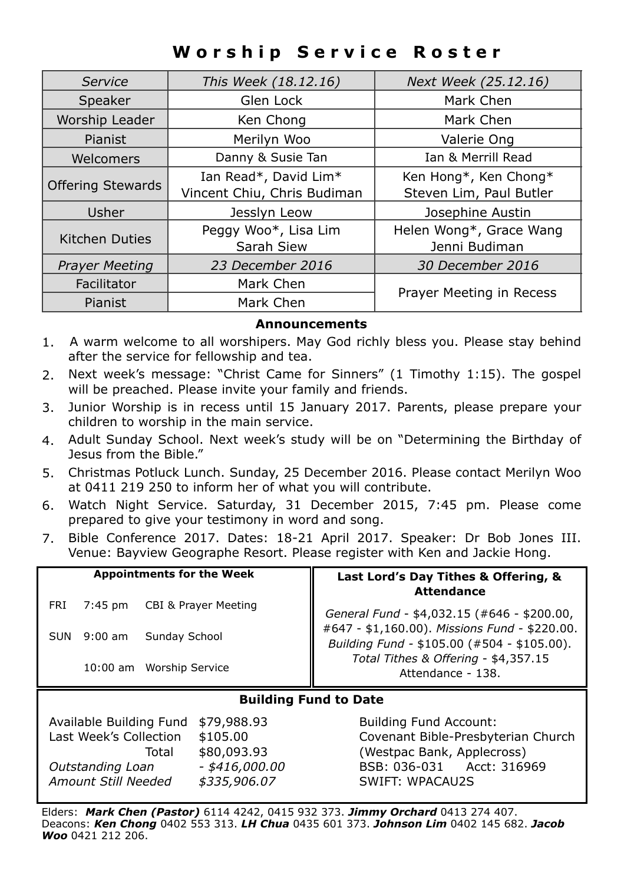# Worship Service Roster

| *Service* | *This Week (18.12.16)* | *Next Week (25.12.16)* |
|---|---|---|
| Speaker | Glen Lock | Mark Chen |
| Worship Leader | Ken Chong | Mark Chen |
| Pianist | Merilyn Woo | Valerie Ong |
| Welcomers | Danny & Susie Tan | Ian & Merrill Read |
| Offering Stewards | Ian Read*, David Lim* Vincent Chiu, Chris Budiman | Ken Hong*, Ken Chong* Steven Lim, Paul Butler |
| Usher | Jesslyn Leow | Josephine Austin |
| Kitchen Duties | Peggy Woo*, Lisa Lim Sarah Siew | Helen Wong*, Grace Wang Jenni Budiman |
| *Prayer Meeting* | *23 December 2016* | *30 December 2016* |
| Facilitator | Mark Chen | Prayer Meeting in Recess |
| Pianist | Mark Chen | |

## Announcements

1. A warm welcome to all worshipers. May God richly bless you. Please stay behind after the service for fellowship and tea.
2. Next week's message: "Christ Came for Sinners" (1 Timothy 1:15). The gospel will be preached. Please invite your family and friends.
3. Junior Worship is in recess until 15 January 2017. Parents, please prepare your children to worship in the main service.
4. Adult Sunday School. Next week's study will be on "Determining the Birthday of Jesus from the Bible."
5. Christmas Potluck Lunch. Sunday, 25 December 2016. Please contact Merilyn Woo at 0411 219 250 to inform her of what you will contribute.
6. Watch Night Service. Saturday, 31 December 2015, 7:45 pm. Please come prepared to give your testimony in word and song.
7. Bible Conference 2017. Dates: 18-21 April 2017. Speaker: Dr Bob Jones III. Venue: Bayview Geographe Resort. Please register with Ken and Jackie Hong.

**Appointments for the Week**

| | | |
|---|---|---|
| FRI | 7:45 pm | CBI & Prayer Meeting |
| SUN | 9:00 am | Sunday School |
| | 10:00 am | Worship Service |

**Last Lord's Day Tithes & Offering, & Attendance**

*General Fund* - $4,032.15 (#646 - $200.00, #647 - $1,160.00). *Missions Fund* - $220.00. *Building Fund* - $105.00 (#504 - $105.00).
*Total Tithes & Offering* - $4,357.15
Attendance - 138.

**Building Fund to Date**

| | |
|---|---|
| Available Building Fund | $79,988.93 |
| Last Week's Collection | $105.00 |
| Total | $80,093.93 |
| *Outstanding Loan* | *- $416,000.00* |
| *Amount Still Needed* | *$335,906.07* |

Building Fund Account:
Covenant Bible-Presbyterian Church
(Westpac Bank, Applecross)
BSB: 036-031 Acct: 316969
SWIFT: WPACAU2S

Elders: ***Mark Chen (Pastor)*** 6114 4242, 0415 932 373. ***Jimmy Orchard*** 0413 274 407.
Deacons: ***Ken Chong*** 0402 553 313. ***LH Chua*** 0435 601 373. ***Johnson Lim*** 0402 145 682. ***Jacob Woo*** 0421 212 206.